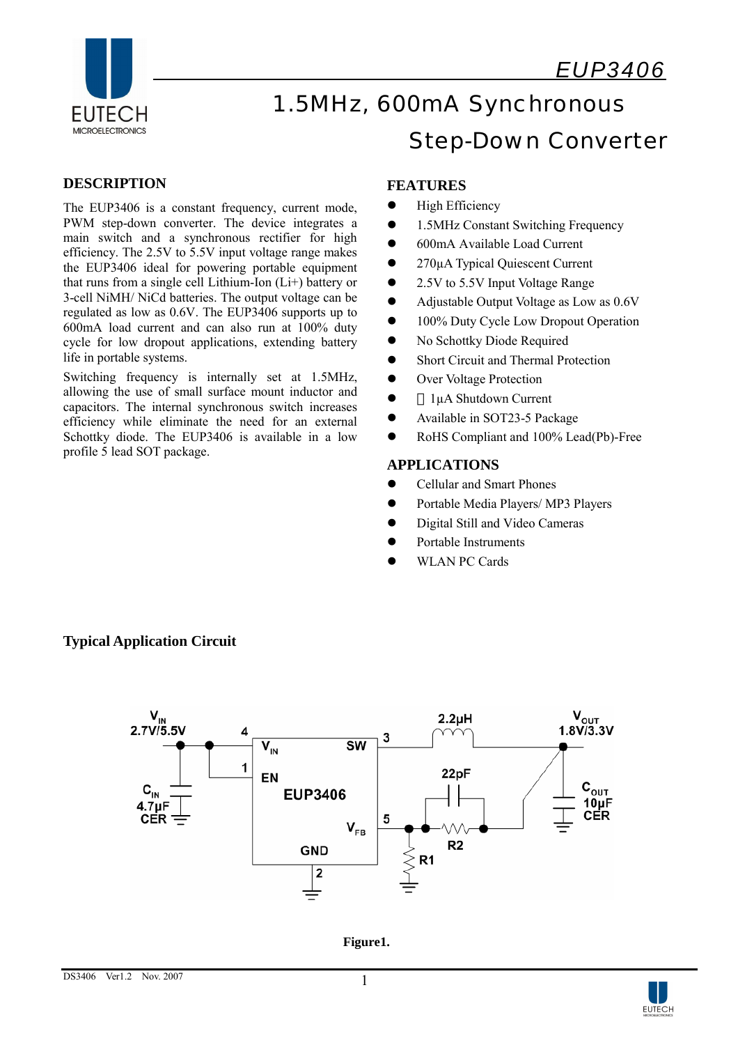# EUP3406

# 1.5MHz, 600mA Synchronous Step-Down Converter

## DESCRIPTION

The EUP3406 is a constant frequency, current mode, PWM step-down converter. The device integrates a main switch and a synchronous rectifier for high efficiency. The 2.5V to 5.5V input voltage range makes the EUP3406 ideal for powering portable equipment that runs from a single cell Lithium-Ion (Li+) battery or 3-cell NiMH/ NiCd batteries. The output voltage can be regulated as low as 0.6V. The EUP3406 supports up to 600mA load current and can also run at 100% duty cycle for low dropout applications, extending battery life in portable systems.

Switching frequency is internally set at 1.5MHz, allowing the use of small surface mount inductor and capacitors. The internal synchronous switch increases efficiency while eliminate the need for an external Schottky diode. The EUP3406 is available in a low profile 5 lead SOT package.

## FEATURES

- High Efficiency
- 1.5MHz Constant Switching Frequency
- 600mA Available Load Current
- 270µA Typical Quiescent Current
- 2.5V to 5.5V Input Voltage Range
- Adjustable Output Voltage as Low as 0.6V
- 100% Duty Cycle Low Dropout Operation
- No Schottky Diode Required
- Short Circuit and Thermal Protection
- Over Voltage Protection
- 1µA Shutdown Current
- Available in SOT23-5 Package
- RoHS Compliant and 100% Lead(Pb)-Free

## APPLICATIONS

- Cellular and Smart Phones
- Portable Media Players/ MP3 Players
- Digital Still and Video Cameras
- Portable Instruments
- WLAN PC Cards

## Typical Application Circuit

Figure1.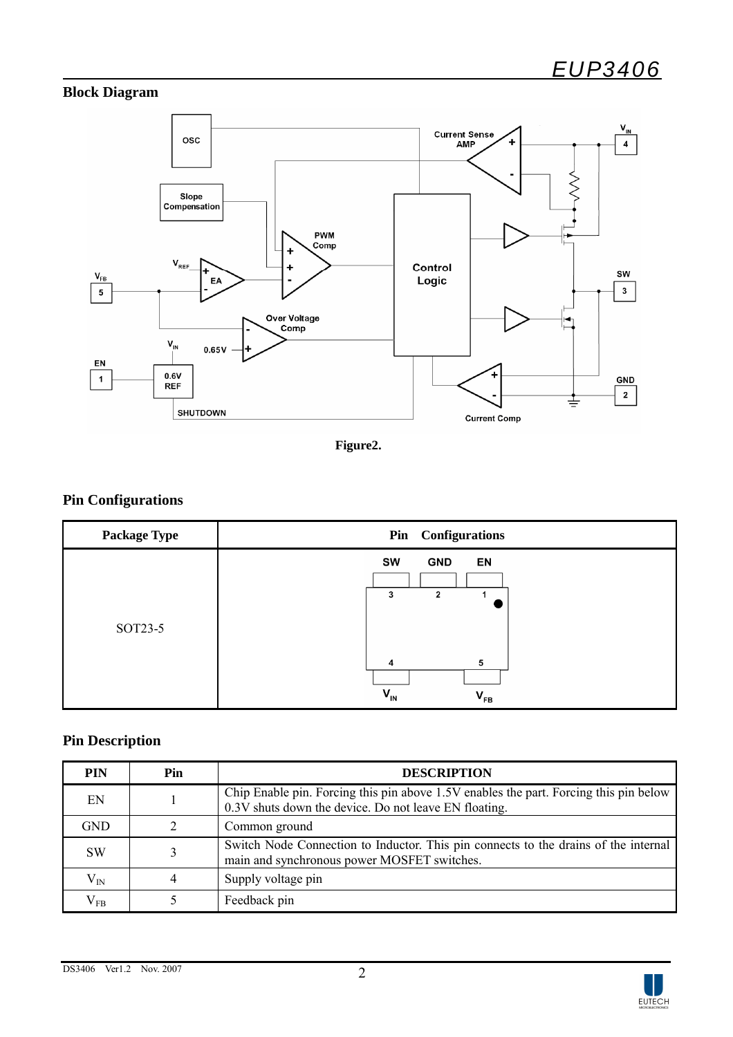## Block Diagram

Figure2.

## Pin Configurations

| Package Type | Pin Configurations |
|---|---|
| SOT23-5 | SW (3), GND (2), EN (1); $V_{IN}$ (4), $V_{FB}$ (5) |

## Pin Description

| PIN | Pin | DESCRIPTION |
|---|---|---|
| EN | 1 | Chip Enable pin. Forcing this pin above 1.5V enables the part. Forcing this pin below 0.3V shuts down the device. Do not leave EN floating. |
| GND | 2 | Common ground |
| SW | 3 | Switch Node Connection to Inductor. This pin connects to the drains of the internal main and synchronous power MOSFET switches. |
| $V_{IN}$ | 4 | Supply voltage pin |
| $V_{FB}$ | 5 | Feedback pin |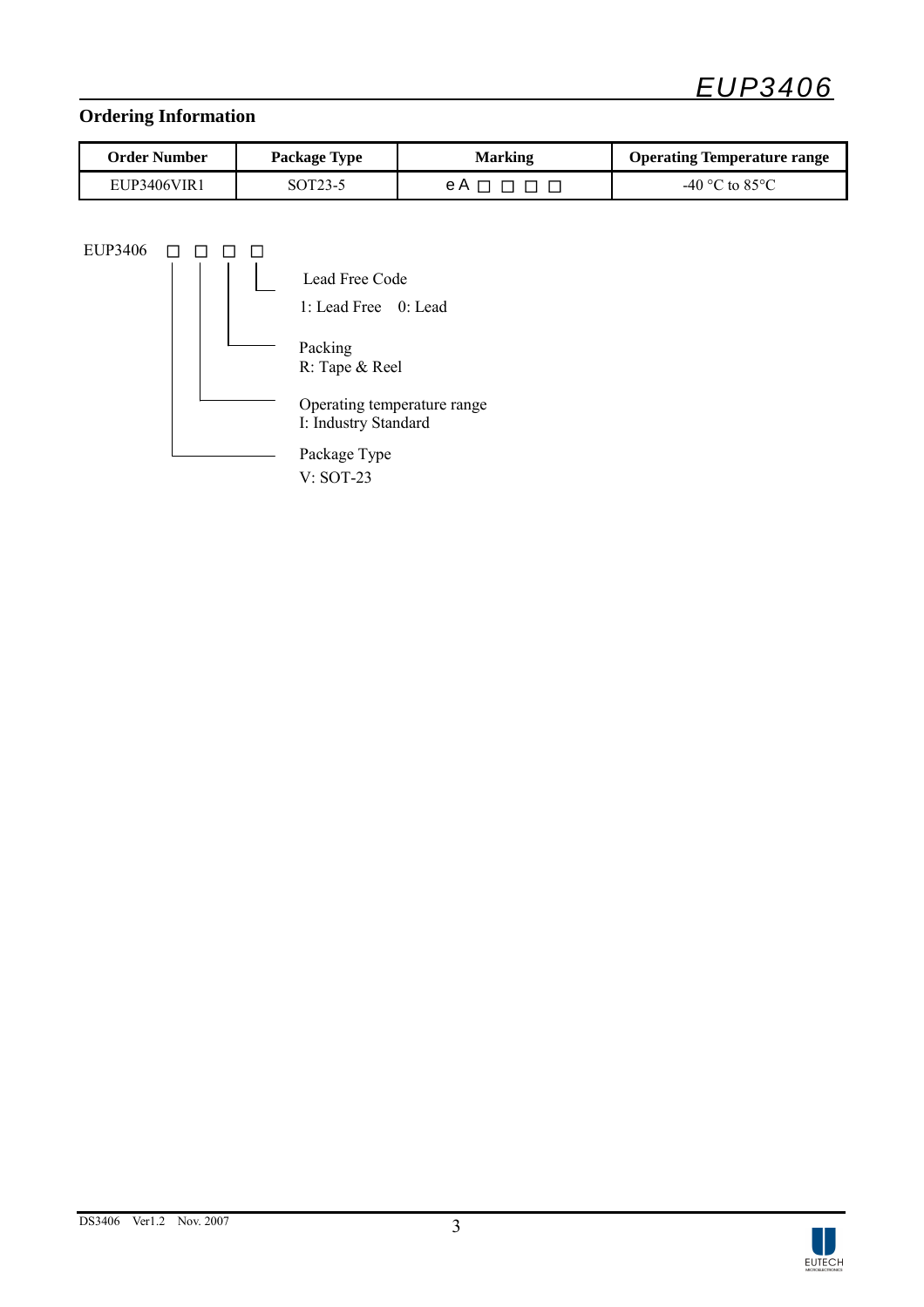## Ordering Information

| Order Number | Package Type | Marking | Operating Temperature range |
|---|---|---|---|
| EUP3406VIR1 | SOT23-5 | eA □ □ □ □ | -40 °C to 85°C |

EUP3406 □ □ □ □

- Lead Free Code
  1: Lead Free 0: Lead
- Packing
  R: Tape & Reel
- Operating temperature range
  I: Industry Standard
- Package Type
  V: SOT-23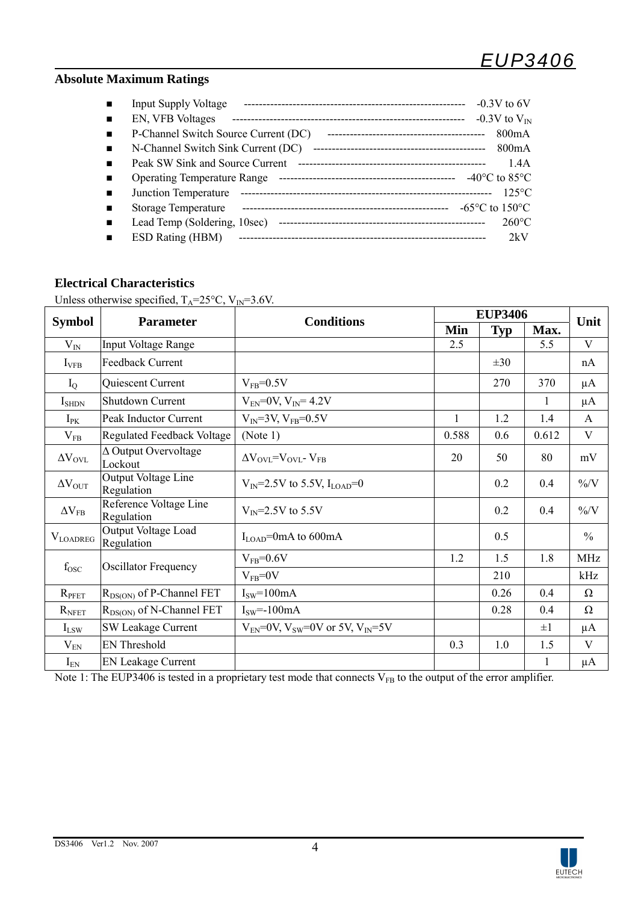## Absolute Maximum Ratings

- Input Supply Voltage ---------- -0.3V to 6V
- EN, VFB Voltages ---------- -0.3V to $V_{IN}$
- P-Channel Switch Source Current (DC) ---------- 800mA
- N-Channel Switch Sink Current (DC) ---------- 800mA
- Peak SW Sink and Source Current ---------- 1.4A
- Operating Temperature Range ---------- -40°C to 85°C
- Junction Temperature ---------- 125°C
- Storage Temperature ---------- -65°C to 150°C
- Lead Temp (Soldering, 10sec) ---------- 260°C
- ESD Rating (HBM) ---------- 2kV

## Electrical Characteristics

Unless otherwise specified, $T_A$=25°C, $V_{IN}$=3.6V.

| Symbol | Parameter | Conditions | EUP3406 | | | Unit |
|---|---|---|---|---|---|---|
| | | | Min | Typ | Max. | |
| $V_{IN}$ | Input Voltage Range | | 2.5 | | 5.5 | V |
| $I_{VFB}$ | Feedback Current | | | ±30 | | nA |
| $I_Q$ | Quiescent Current | $V_{FB}$=0.5V | | 270 | 370 | μA |
| $I_{SHDN}$ | Shutdown Current | $V_{EN}$=0V, $V_{IN}$= 4.2V | | | 1 | μA |
| $I_{PK}$ | Peak Inductor Current | $V_{IN}$=3V, $V_{FB}$=0.5V | 1 | 1.2 | 1.4 | A |
| $V_{FB}$ | Regulated Feedback Voltage | (Note 1) | 0.588 | 0.6 | 0.612 | V |
| $\Delta V_{OVL}$ | Δ Output Overvoltage Lockout | $\Delta V_{OVL}$=$V_{OVL}$- $V_{FB}$ | 20 | 50 | 80 | mV |
| $\Delta V_{OUT}$ | Output Voltage Line Regulation | $V_{IN}$=2.5V to 5.5V, $I_{LOAD}$=0 | | 0.2 | 0.4 | %/V |
| $\Delta V_{FB}$ | Reference Voltage Line Regulation | $V_{IN}$=2.5V to 5.5V | | 0.2 | 0.4 | %/V |
| $V_{LOADREG}$ | Output Voltage Load Regulation | $I_{LOAD}$=0mA to 600mA | | 0.5 | | % |
| $f_{OSC}$ | Oscillator Frequency | $V_{FB}$=0.6V | 1.2 | 1.5 | 1.8 | MHz |
| | | $V_{FB}$=0V | | 210 | | kHz |
| $R_{PFET}$ | $R_{DS(ON)}$ of P-Channel FET | $I_{SW}$=100mA | | 0.26 | 0.4 | Ω |
| $R_{NFET}$ | $R_{DS(ON)}$ of N-Channel FET | $I_{SW}$=-100mA | | 0.28 | 0.4 | Ω |
| $I_{LSW}$ | SW Leakage Current | $V_{EN}$=0V, $V_{SW}$=0V or 5V, $V_{IN}$=5V | | | ±1 | μA |
| $V_{EN}$ | EN Threshold | | 0.3 | 1.0 | 1.5 | V |
| $I_{EN}$ | EN Leakage Current | | | | 1 | μA |

Note 1: The EUP3406 is tested in a proprietary test mode that connects $V_{FB}$ to the output of the error amplifier.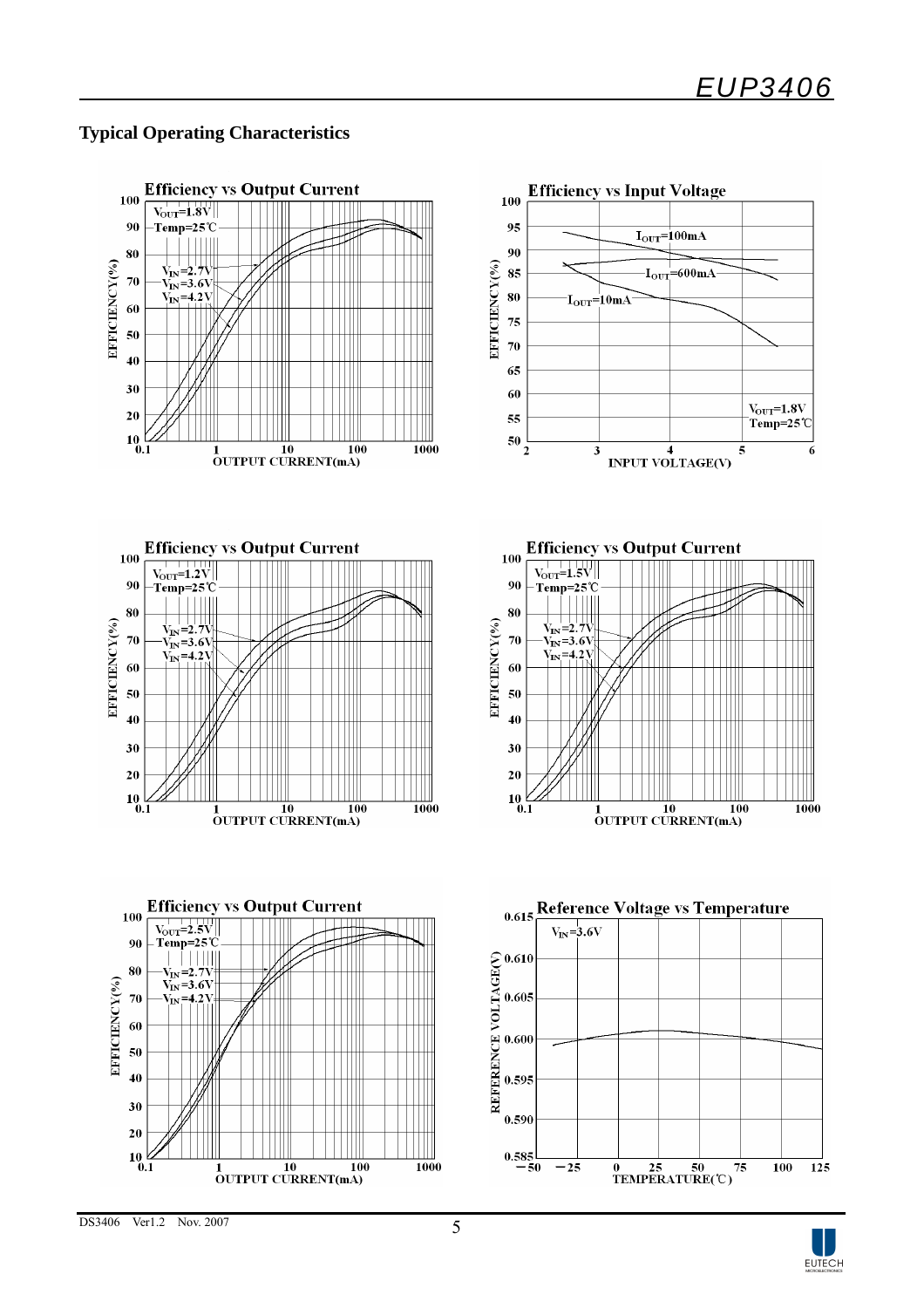## Typical Operating Characteristics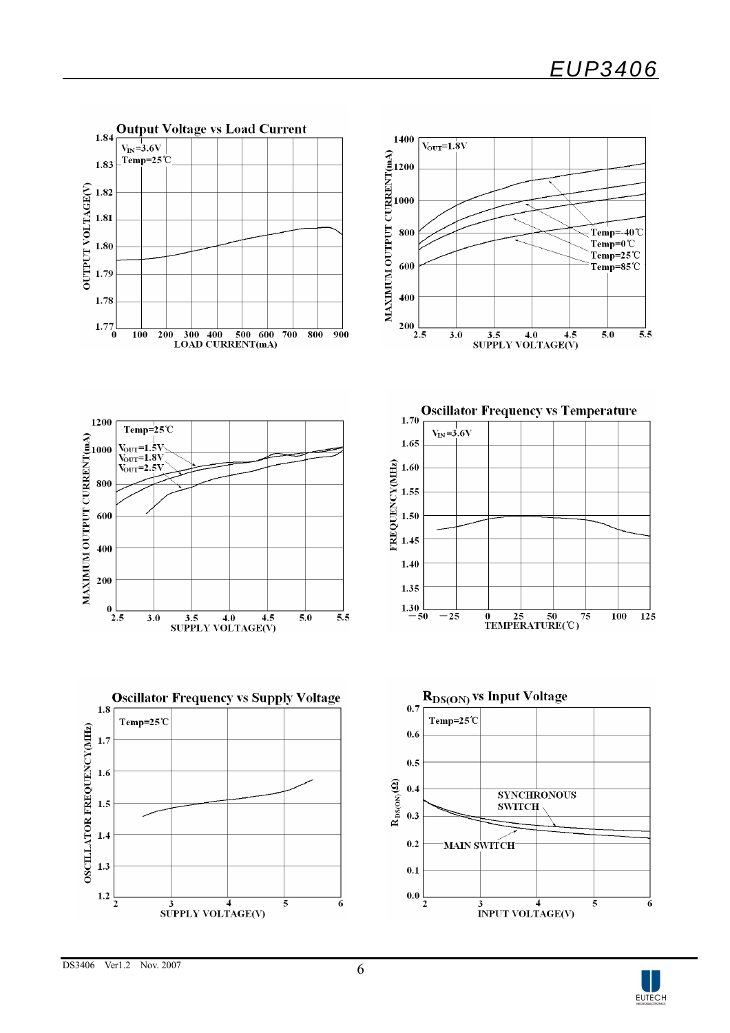**Output Voltage vs Load Current**

$V_{IN}$=3.6V
Temp=25℃

OUTPUT VOLTAGE(V)
LOAD CURRENT(mA)

$V_{OUT}$=1.8V

Temp=-40℃
Temp=0℃
Temp=25℃
Temp=85℃

MAXIMUM OUTPUT CURRENT(mA)
SUPPLY VOLTAGE(V)

Temp=25℃
$V_{OUT}$=1.5V
$V_{OUT}$=1.8V
$V_{OUT}$=2.5V

MAXIMUM OUTPUT CURRENT(mA)
SUPPLY VOLTAGE(V)

**Oscillator Frequency vs Temperature**

$V_{IN}$=3.6V

FREQUENCY(MHz)
TEMPERATURE(℃)

**Oscillator Frequency vs Supply Voltage**

Temp=25℃

OSCILLATOR FREQUENCY(MHz)
SUPPLY VOLTAGE(V)

**$R_{DS(ON)}$ vs Input Voltage**

Temp=25℃

SYNCHRONOUS SWITCH
MAIN SWITCH

$R_{DS(ON)}$ (Ω)
INPUT VOLTAGE(V)

DS3406 Ver1.2 Nov. 2007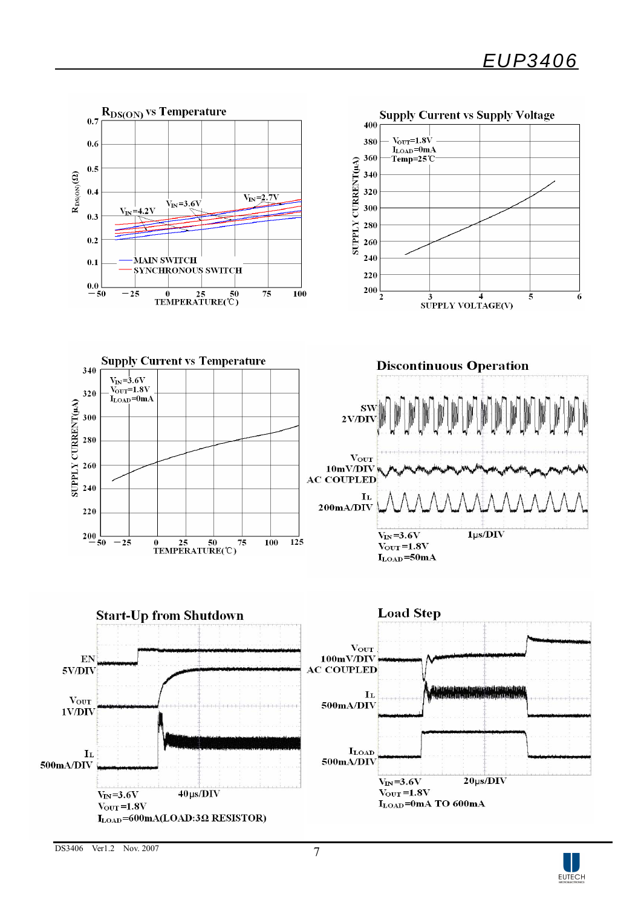$R_{DS(ON)}$ vs Temperature

$R_{DS(ON)}$ (Ω) vs TEMPERATURE(℃)

$V_{IN}$=4.2V, $V_{IN}$=3.6V, $V_{IN}$=2.7V

MAIN SWITCH

SYNCHRONOUS SWITCH

Supply Current vs Supply Voltage

$V_{OUT}$=1.8V
$I_{LOAD}$=0mA
Temp=25℃

SUPPLY CURRENT(μA) vs SUPPLY VOLTAGE(V)

Supply Current vs Temperature

$V_{IN}$=3.6V
$V_{OUT}$=1.8V
$I_{LOAD}$=0mA

SUPPLY CURRENT(μA) vs TEMPERATURE(℃)

Discontinuous Operation

SW 2V/DIV

$V_{OUT}$ 10mV/DIV AC COUPLED

$I_L$ 200mA/DIV

$V_{IN}$=3.6V 1μs/DIV
$V_{OUT}$=1.8V
$I_{LOAD}$=50mA

Start-Up from Shutdown

EN 5V/DIV

$V_{OUT}$ 1V/DIV

$I_L$ 500mA/DIV

$V_{IN}$=3.6V 40μs/DIV
$V_{OUT}$=1.8V
$I_{LOAD}$=600mA(LOAD:3Ω RESISTOR)

Load Step

$V_{OUT}$ 100mV/DIV AC COUPLED

$I_L$ 500mA/DIV

$I_{LOAD}$ 500mA/DIV

$V_{IN}$=3.6V 20μs/DIV
$V_{OUT}$=1.8V
$I_{LOAD}$=0mA TO 600mA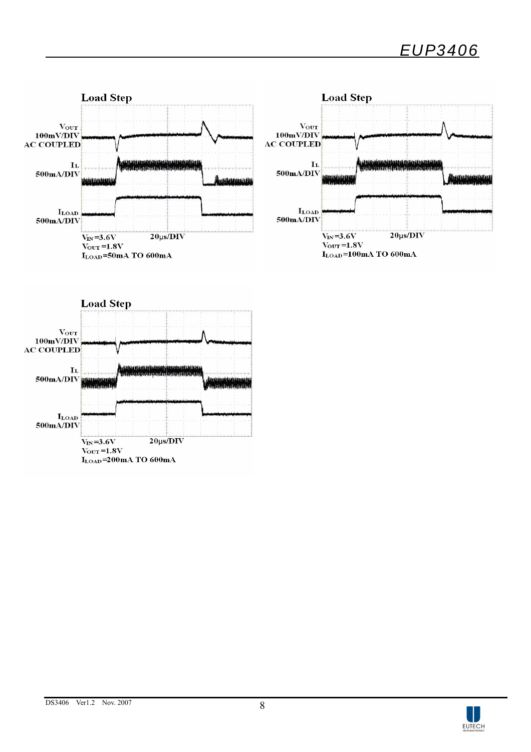**Load Step**

$V_{OUT}$ 100mV/DIV AC COUPLED

$I_L$ 500mA/DIV

$I_{LOAD}$ 500mA/DIV

$V_{IN}$=3.6V 20μs/DIV
$V_{OUT}$=1.8V
$I_{LOAD}$=50mA TO 600mA

**Load Step**

$V_{OUT}$ 100mV/DIV AC COUPLED

$I_L$ 500mA/DIV

$I_{LOAD}$ 500mA/DIV

$V_{IN}$=3.6V 20μs/DIV
$V_{OUT}$=1.8V
$I_{LOAD}$=100mA TO 600mA

**Load Step**

$V_{OUT}$ 100mV/DIV AC COUPLED

$I_L$ 500mA/DIV

$I_{LOAD}$ 500mA/DIV

$V_{IN}$=3.6V 20μs/DIV
$V_{OUT}$=1.8V
$I_{LOAD}$=200mA TO 600mA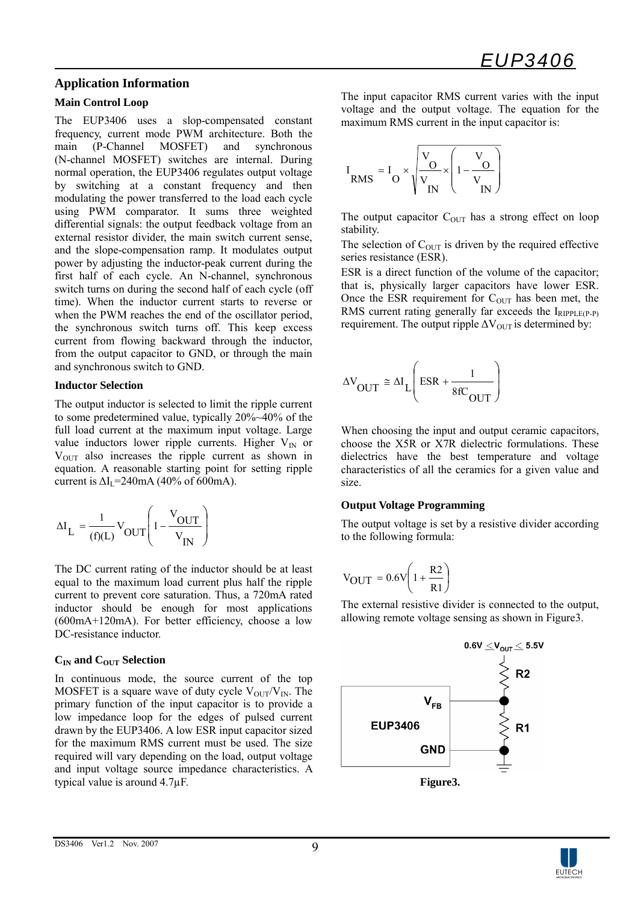## Application Information

### Main Control Loop

The EUP3406 uses a slop-compensated constant frequency, current mode PWM architecture. Both the main (P-Channel MOSFET) and synchronous (N-channel MOSFET) switches are internal. During normal operation, the EUP3406 regulates output voltage by switching at a constant frequency and then modulating the power transferred to the load each cycle using PWM comparator. It sums three weighted differential signals: the output feedback voltage from an external resistor divider, the main switch current sense, and the slope-compensation ramp. It modulates output power by adjusting the inductor-peak current during the first half of each cycle. An N-channel, synchronous switch turns on during the second half of each cycle (off time). When the inductor current starts to reverse or when the PWM reaches the end of the oscillator period, the synchronous switch turns off. This keep excess current from flowing backward through the inductor, from the output capacitor to GND, or through the main and synchronous switch to GND.

### Inductor Selection

The output inductor is selected to limit the ripple current to some predetermined value, typically 20%~40% of the full load current at the maximum input voltage. Large value inductors lower ripple currents. Higher $V_{IN}$ or $V_{OUT}$ also increases the ripple current as shown in equation. A reasonable starting point for setting ripple current is $\Delta I_L$=240mA (40% of 600mA).

$$\Delta I_L = \frac{1}{(f)(L)} V_{OUT}\left(1 - \frac{V_{OUT}}{V_{IN}}\right)$$

The DC current rating of the inductor should be at least equal to the maximum load current plus half the ripple current to prevent core saturation. Thus, a 720mA rated inductor should be enough for most applications (600mA+120mA). For better efficiency, choose a low DC-resistance inductor.

### $C_{IN}$ and $C_{OUT}$ Selection

In continuous mode, the source current of the top MOSFET is a square wave of duty cycle $V_{OUT}/V_{IN}$. The primary function of the input capacitor is to provide a low impedance loop for the edges of pulsed current drawn by the EUP3406. A low ESR input capacitor sized for the maximum RMS current must be used. The size required will vary depending on the load, output voltage and input voltage source impedance characteristics. A typical value is around 4.7µF.

The input capacitor RMS current varies with the input voltage and the output voltage. The equation for the maximum RMS current in the input capacitor is:

$$I_{RMS} = I_O \times \sqrt{\frac{V_O}{V_{IN}} \times \left(1 - \frac{V_O}{V_{IN}}\right)}$$

The output capacitor $C_{OUT}$ has a strong effect on loop stability.

The selection of $C_{OUT}$ is driven by the required effective series resistance (ESR).

ESR is a direct function of the volume of the capacitor; that is, physically larger capacitors have lower ESR. Once the ESR requirement for $C_{OUT}$ has been met, the RMS current rating generally far exceeds the $I_{RIPPLE(P-P)}$ requirement. The output ripple $\Delta V_{OUT}$ is determined by:

$$\Delta V_{OUT} \cong \Delta I_L\left(ESR + \frac{1}{8fC_{OUT}}\right)$$

When choosing the input and output ceramic capacitors, choose the X5R or X7R dielectric formulations. These dielectrics have the best temperature and voltage characteristics of all the ceramics for a given value and size.

### Output Voltage Programming

The output voltage is set by a resistive divider according to the following formula:

$$V_{OUT} = 0.6V\left(1 + \frac{R2}{R1}\right)$$

The external resistive divider is connected to the output, allowing remote voltage sensing as shown in Figure3.

$0.6V \le V_{OUT} \le 5.5V$

R2

$V_{FB}$

EUP3406

R1

GND

**Figure3.**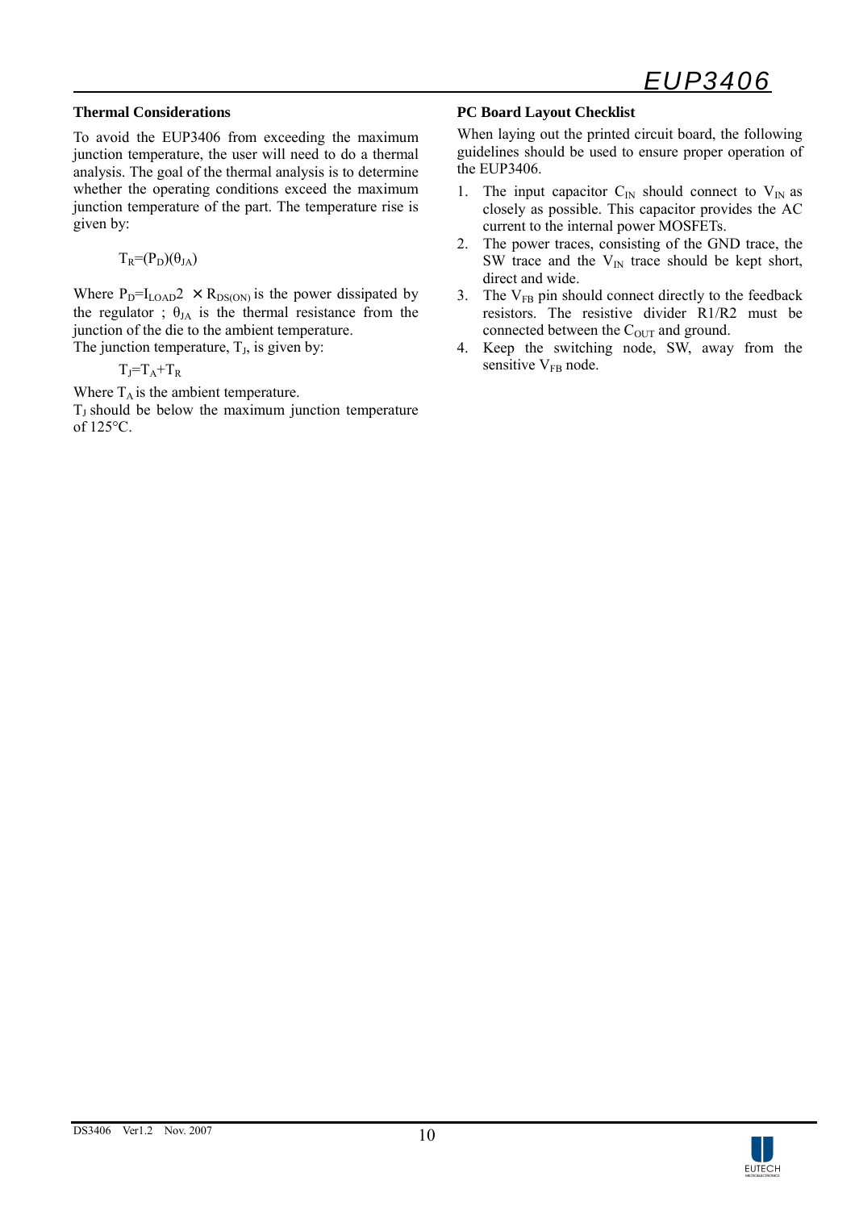### Thermal Considerations

To avoid the EUP3406 from exceeding the maximum junction temperature, the user will need to do a thermal analysis. The goal of the thermal analysis is to determine whether the operating conditions exceed the maximum junction temperature of the part. The temperature rise is given by:

$$T_R=(P_D)(\theta_{JA})$$

Where $P_D=I_{LOAD}2 \times R_{DS(ON)}$ is the power dissipated by the regulator ; $\theta_{JA}$ is the thermal resistance from the junction of the die to the ambient temperature.
The junction temperature, $T_J$, is given by:

$$T_J=T_A+T_R$$

Where $T_A$ is the ambient temperature.
$T_J$ should be below the maximum junction temperature of 125°C.

### PC Board Layout Checklist

When laying out the printed circuit board, the following guidelines should be used to ensure proper operation of the EUP3406.

1. The input capacitor $C_{IN}$ should connect to $V_{IN}$ as closely as possible. This capacitor provides the AC current to the internal power MOSFETs.
2. The power traces, consisting of the GND trace, the SW trace and the $V_{IN}$ trace should be kept short, direct and wide.
3. The $V_{FB}$ pin should connect directly to the feedback resistors. The resistive divider R1/R2 must be connected between the $C_{OUT}$ and ground.
4. Keep the switching node, SW, away from the sensitive $V_{FB}$ node.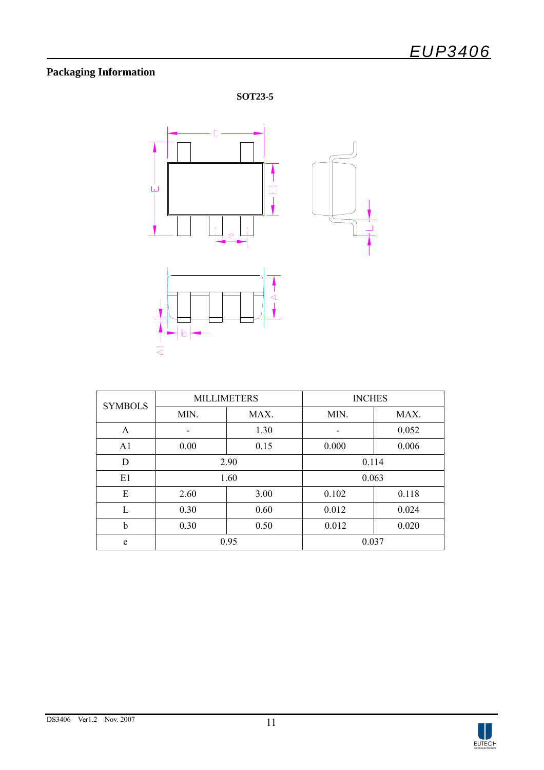## Packaging Information

**SOT23-5**

D

E

E1

e

L

A

A1

b

| SYMBOLS | MILLIMETERS | | INCHES | |
|---|---|---|---|---|
| | MIN. | MAX. | MIN. | MAX. |
| A | - | 1.30 | - | 0.052 |
| A1 | 0.00 | 0.15 | 0.000 | 0.006 |
| D | 2.90 | | 0.114 | |
| E1 | 1.60 | | 0.063 | |
| E | 2.60 | 3.00 | 0.102 | 0.118 |
| L | 0.30 | 0.60 | 0.012 | 0.024 |
| b | 0.30 | 0.50 | 0.012 | 0.020 |
| e | 0.95 | | 0.037 | |